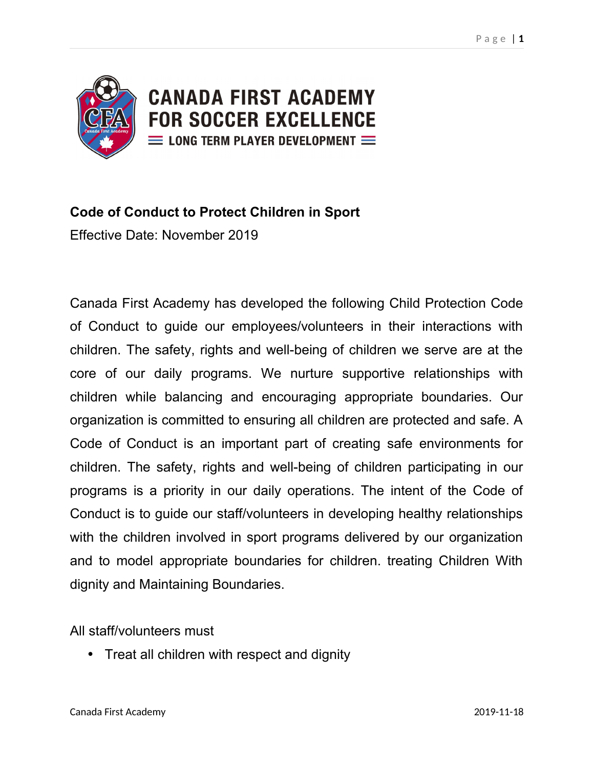**CANADA FIRST ACADEMY FOR SOCCER EXCELLENCE**

**LONG TERM PLAYER DEVELOPMENT**

## Code of Conduct to Protect Children in Sport

Effective Date: November 2019

Canada First Academy has developed the following Child Protection Code of Conduct to guide our employees/volunteers in their interactions with children. The safety, rights and well-being of children we serve are at the core of our daily programs. We nurture supportive relationships with children while balancing and encouraging appropriate boundaries. Our organization is committed to ensuring all children are protected and safe. A Code of Conduct is an important part of creating safe environments for children. The safety, rights and well-being of children participating in our programs is a priority in our daily operations. The intent of the Code of Conduct is to guide our staff/volunteers in developing healthy relationships with the children involved in sport programs delivered by our organization and to model appropriate boundaries for children. treating Children With dignity and Maintaining Boundaries.

All staff/volunteers must

- Treat all children with respect and dignity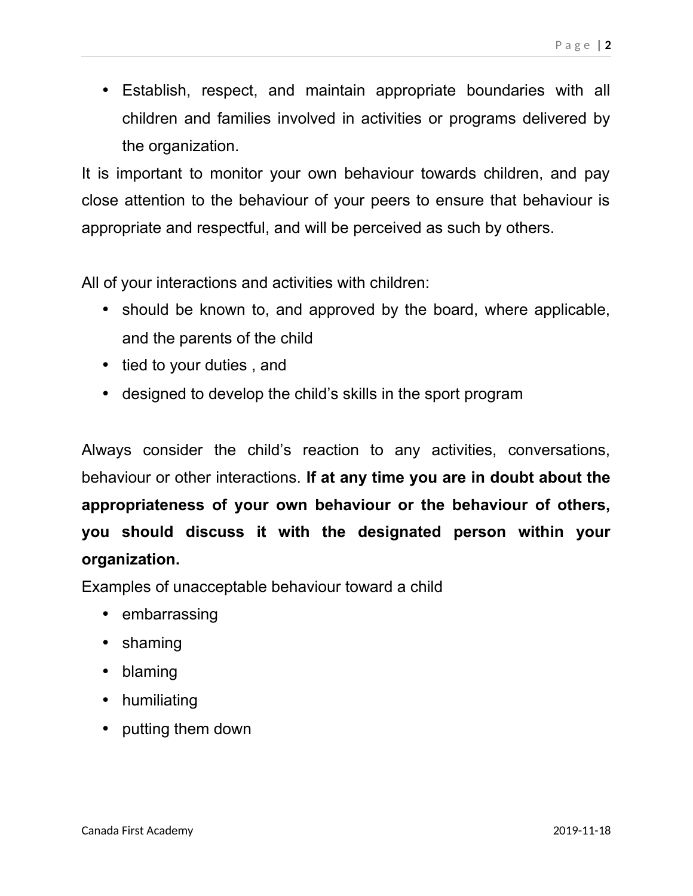- Establish, respect, and maintain appropriate boundaries with all children and families involved in activities or programs delivered by the organization.

It is important to monitor your own behaviour towards children, and pay close attention to the behaviour of your peers to ensure that behaviour is appropriate and respectful, and will be perceived as such by others.

All of your interactions and activities with children:

- should be known to, and approved by the board, where applicable, and the parents of the child
- tied to your duties , and
- designed to develop the child's skills in the sport program

Always consider the child's reaction to any activities, conversations, behaviour or other interactions. **If at any time you are in doubt about the appropriateness of your own behaviour or the behaviour of others, you should discuss it with the designated person within your organization.**

Examples of unacceptable behaviour toward a child

- embarrassing
- shaming
- blaming
- humiliating
- putting them down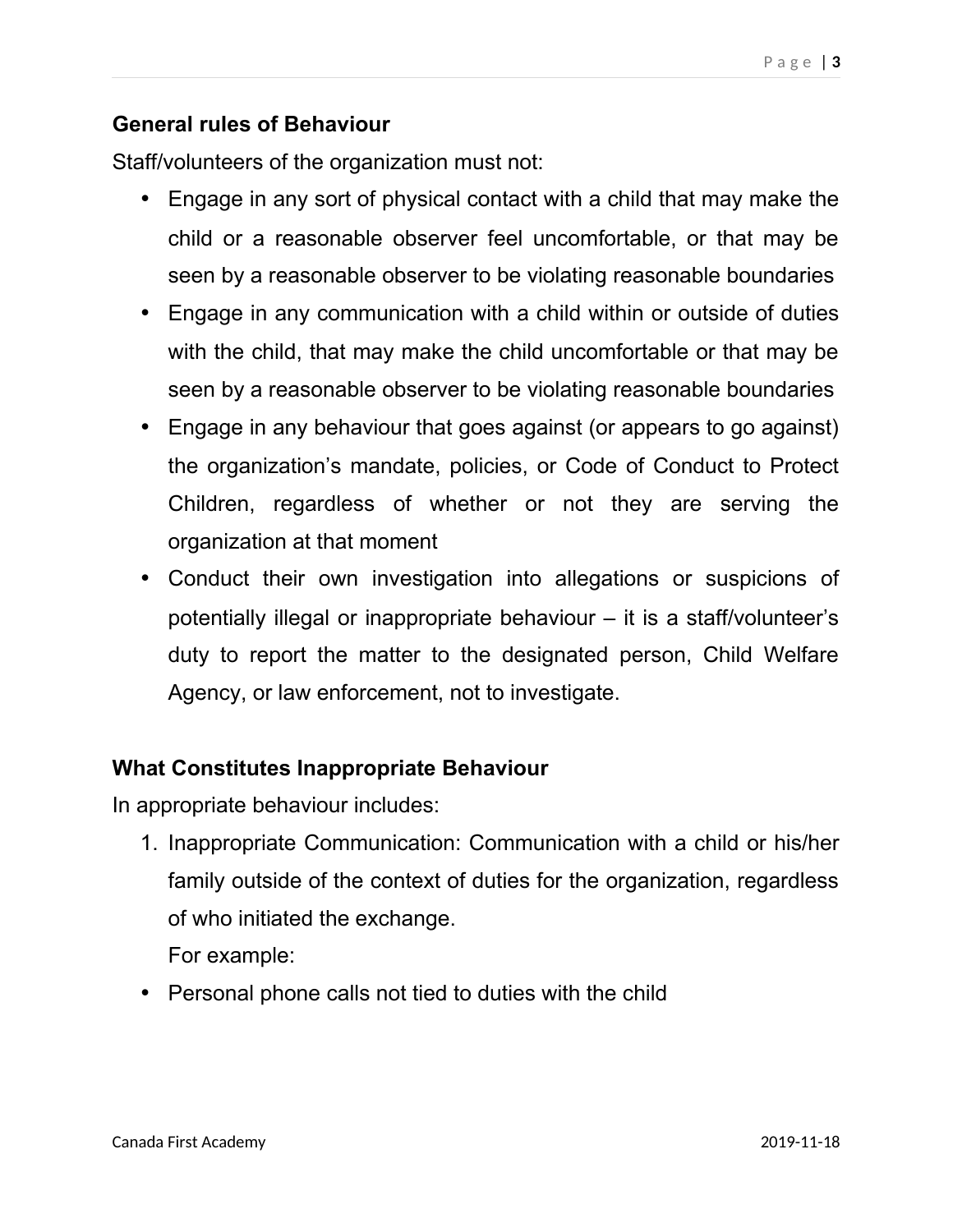### General rules of Behaviour

Staff/volunteers of the organization must not:

- Engage in any sort of physical contact with a child that may make the child or a reasonable observer feel uncomfortable, or that may be seen by a reasonable observer to be violating reasonable boundaries
- Engage in any communication with a child within or outside of duties with the child, that may make the child uncomfortable or that may be seen by a reasonable observer to be violating reasonable boundaries
- Engage in any behaviour that goes against (or appears to go against) the organization's mandate, policies, or Code of Conduct to Protect Children, regardless of whether or not they are serving the organization at that moment
- Conduct their own investigation into allegations or suspicions of potentially illegal or inappropriate behaviour – it is a staff/volunteer's duty to report the matter to the designated person, Child Welfare Agency, or law enforcement, not to investigate.

### What Constitutes Inappropriate Behaviour

In appropriate behaviour includes:

1. Inappropriate Communication: Communication with a child or his/her family outside of the context of duties for the organization, regardless of who initiated the exchange.

   For example:

- Personal phone calls not tied to duties with the child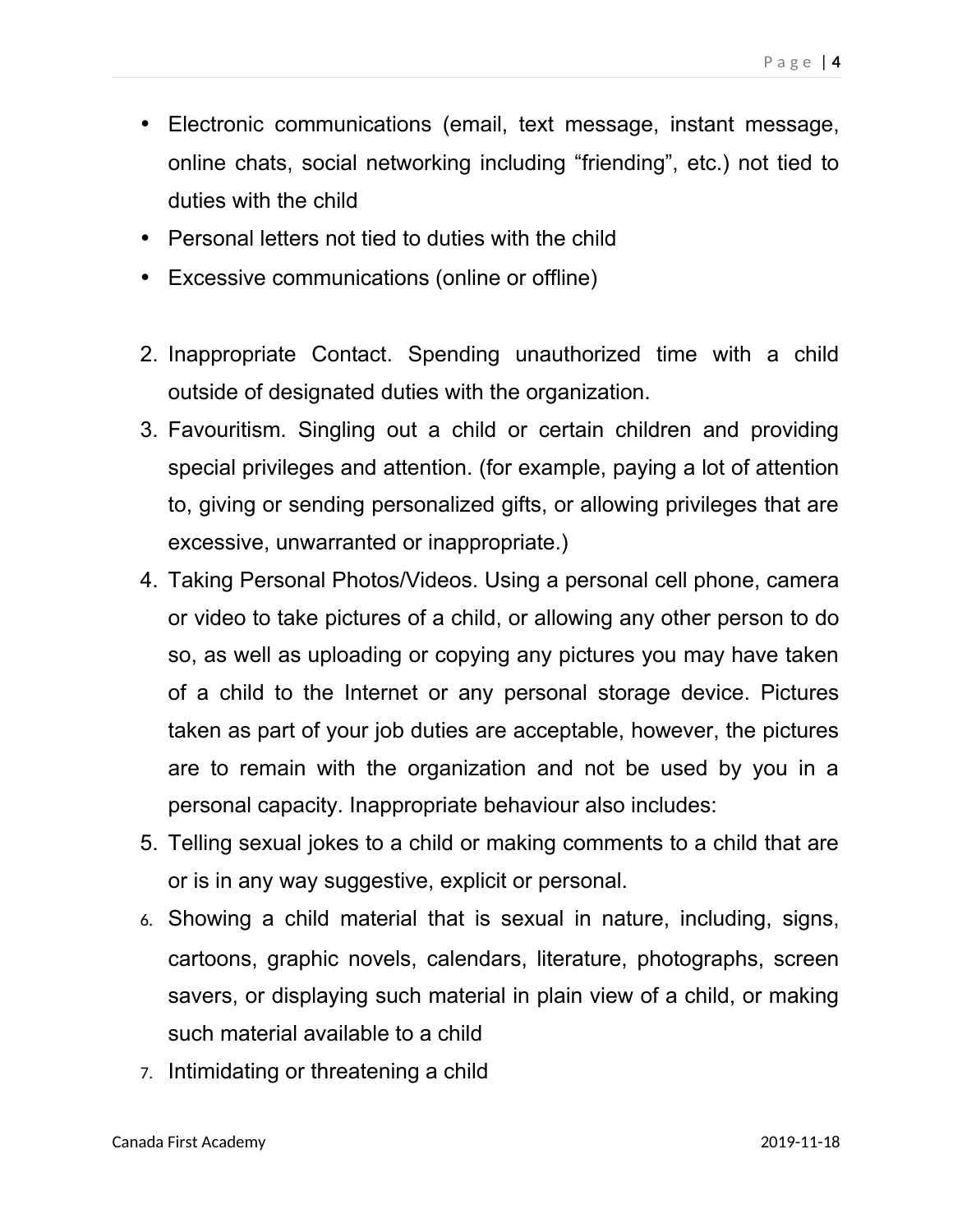- Electronic communications (email, text message, instant message, online chats, social networking including “friending”, etc.) not tied to duties with the child
- Personal letters not tied to duties with the child
- Excessive communications (online or offline)

2. Inappropriate Contact. Spending unauthorized time with a child outside of designated duties with the organization.
3. Favouritism. Singling out a child or certain children and providing special privileges and attention. (for example, paying a lot of attention to, giving or sending personalized gifts, or allowing privileges that are excessive, unwarranted or inappropriate.)
4. Taking Personal Photos/Videos. Using a personal cell phone, camera or video to take pictures of a child, or allowing any other person to do so, as well as uploading or copying any pictures you may have taken of a child to the Internet or any personal storage device. Pictures taken as part of your job duties are acceptable, however, the pictures are to remain with the organization and not be used by you in a personal capacity. Inappropriate behaviour also includes:
5. Telling sexual jokes to a child or making comments to a child that are or is in any way suggestive, explicit or personal.
6. Showing a child material that is sexual in nature, including, signs, cartoons, graphic novels, calendars, literature, photographs, screen savers, or displaying such material in plain view of a child, or making such material available to a child
7. Intimidating or threatening a child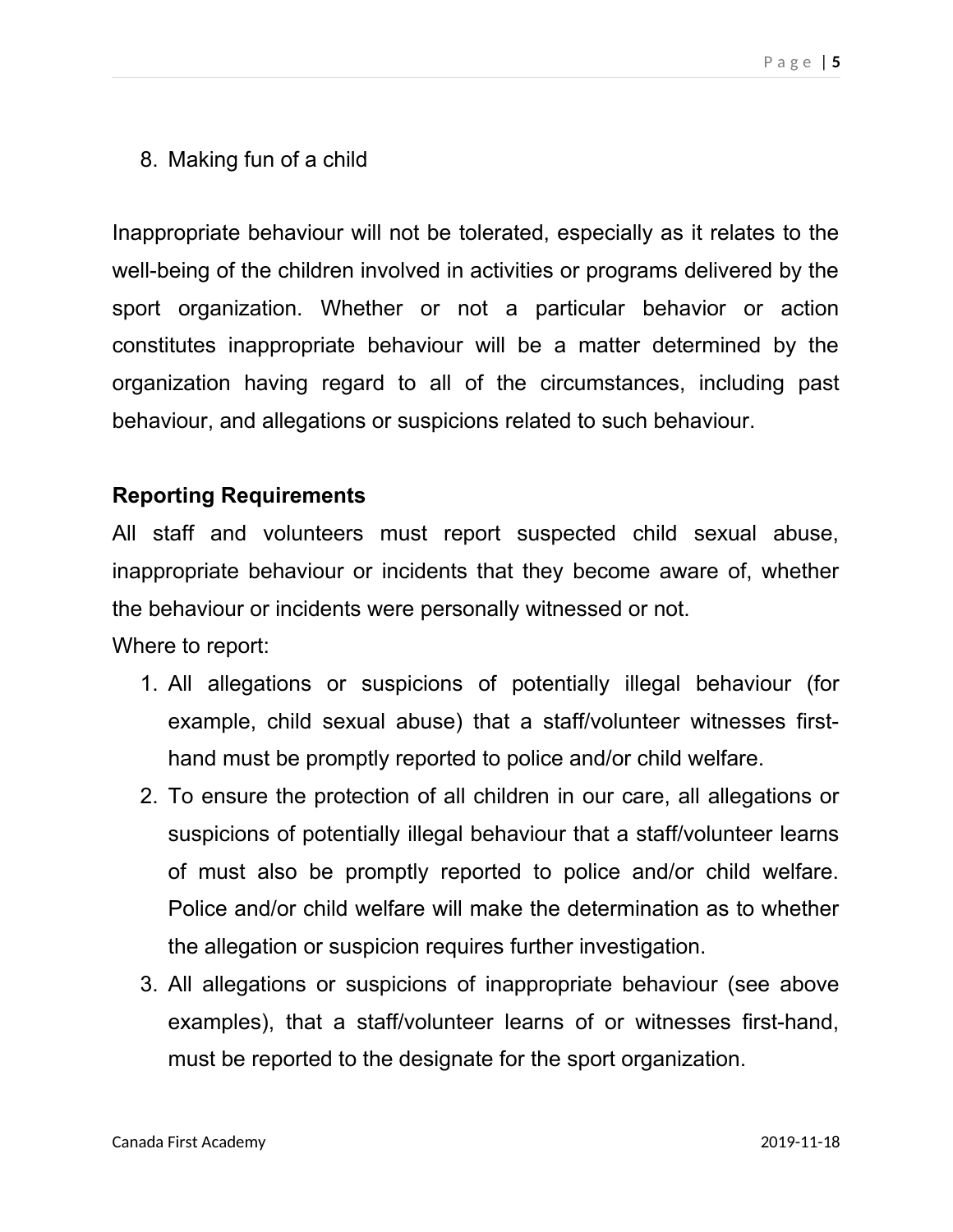8. Making fun of a child

Inappropriate behaviour will not be tolerated, especially as it relates to the well-being of the children involved in activities or programs delivered by the sport organization. Whether or not a particular behavior or action constitutes inappropriate behaviour will be a matter determined by the organization having regard to all of the circumstances, including past behaviour, and allegations or suspicions related to such behaviour.

**Reporting Requirements**

All staff and volunteers must report suspected child sexual abuse, inappropriate behaviour or incidents that they become aware of, whether the behaviour or incidents were personally witnessed or not.

Where to report:

1. All allegations or suspicions of potentially illegal behaviour (for example, child sexual abuse) that a staff/volunteer witnesses first-hand must be promptly reported to police and/or child welfare.
2. To ensure the protection of all children in our care, all allegations or suspicions of potentially illegal behaviour that a staff/volunteer learns of must also be promptly reported to police and/or child welfare. Police and/or child welfare will make the determination as to whether the allegation or suspicion requires further investigation.
3. All allegations or suspicions of inappropriate behaviour (see above examples), that a staff/volunteer learns of or witnesses first-hand, must be reported to the designate for the sport organization.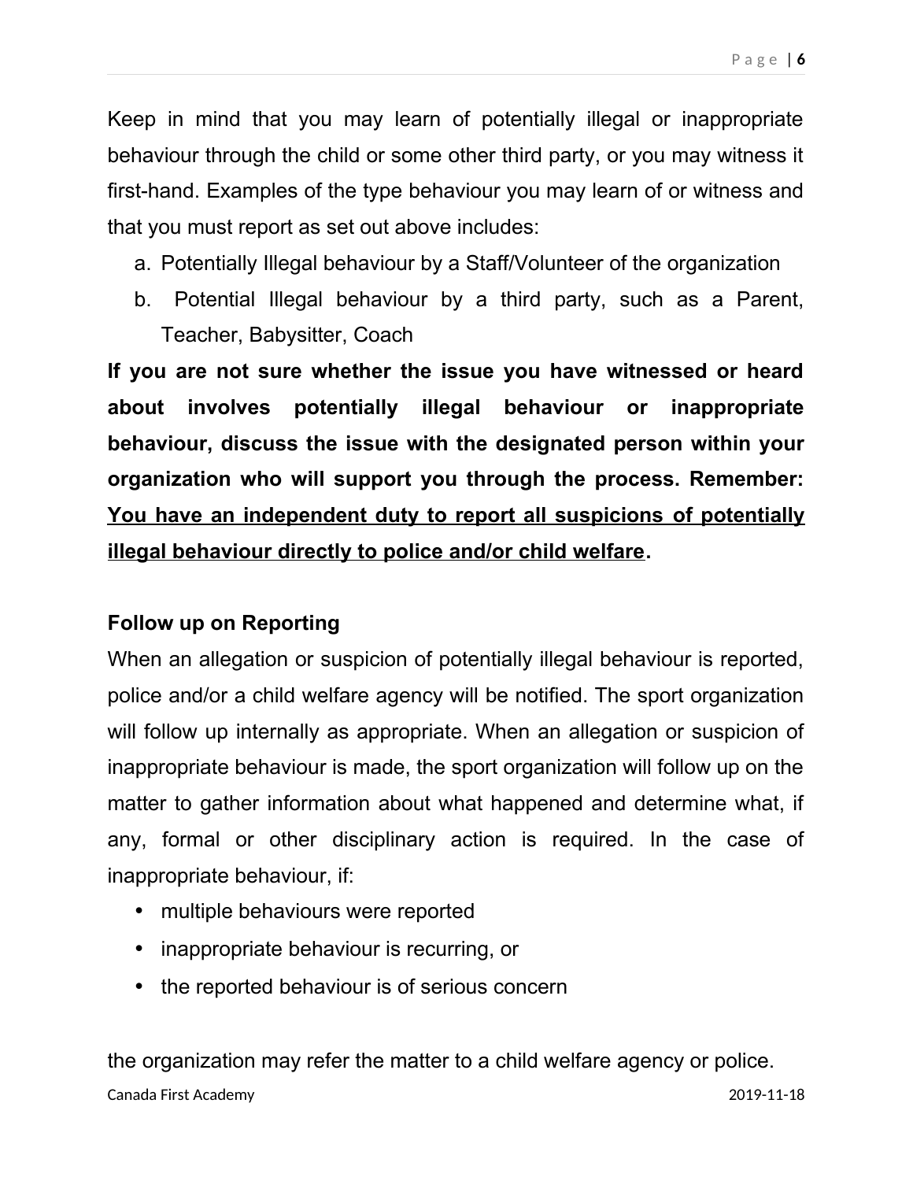Keep in mind that you may learn of potentially illegal or inappropriate behaviour through the child or some other third party, or you may witness it first-hand. Examples of the type behaviour you may learn of or witness and that you must report as set out above includes:

a. Potentially Illegal behaviour by a Staff/Volunteer of the organization
b. Potential Illegal behaviour by a third party, such as a Parent, Teacher, Babysitter, Coach

**If you are not sure whether the issue you have witnessed or heard about involves potentially illegal behaviour or inappropriate behaviour, discuss the issue with the designated person within your organization who will support you through the process. Remember: <u>You have an independent duty to report all suspicions of potentially illegal behaviour directly to police and/or child welfare</u>.**

### Follow up on Reporting

When an allegation or suspicion of potentially illegal behaviour is reported, police and/or a child welfare agency will be notified. The sport organization will follow up internally as appropriate. When an allegation or suspicion of inappropriate behaviour is made, the sport organization will follow up on the matter to gather information about what happened and determine what, if any, formal or other disciplinary action is required. In the case of inappropriate behaviour, if:

- multiple behaviours were reported
- inappropriate behaviour is recurring, or
- the reported behaviour is of serious concern

the organization may refer the matter to a child welfare agency or police.